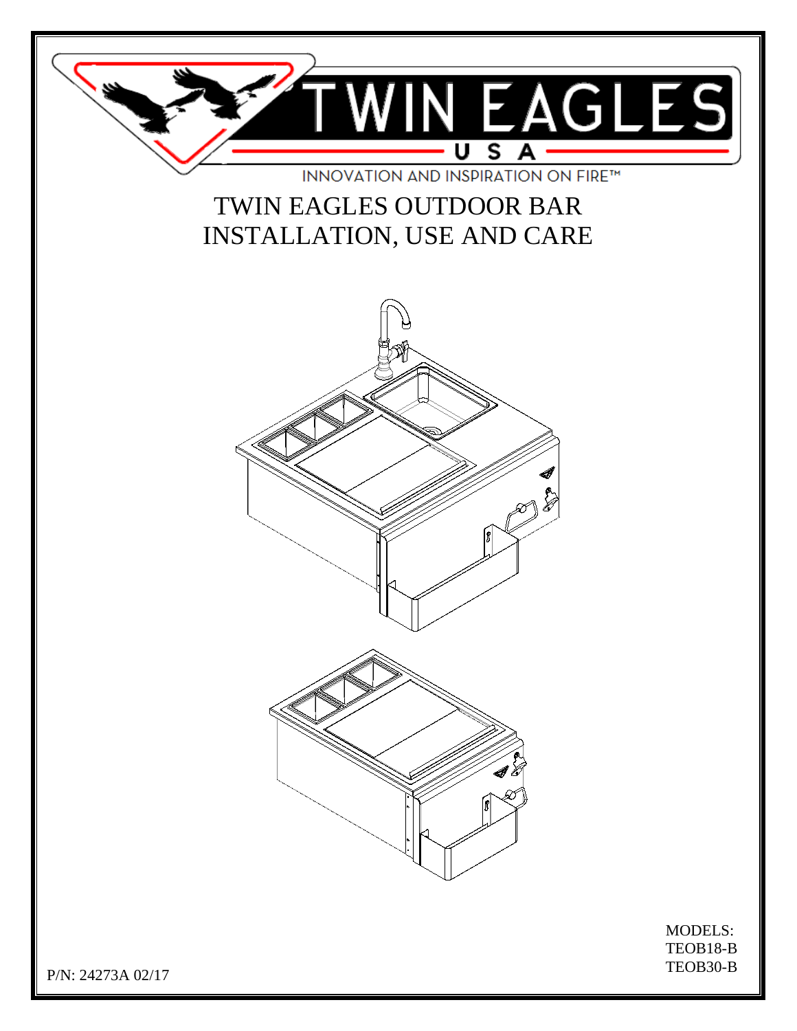TWIN EAGLES

U S A

INNOVATION AND INSPIRATION ON FIRE™

# TWIN EAGLES OUTDOOR BAR INSTALLATION, USE AND CARE

MODELS:
TEOB18-B
TEOB30-B

P/N: 24273A 02/17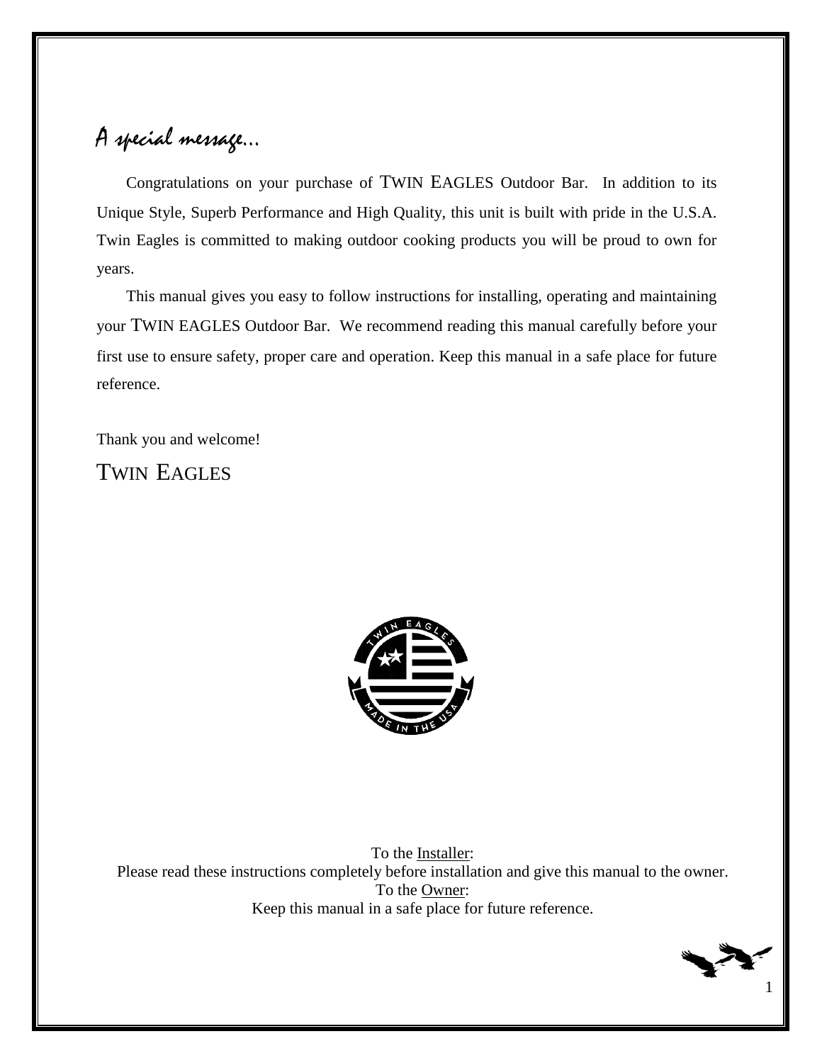# A special message…

Congratulations on your purchase of TWIN EAGLES Outdoor Bar. In addition to its Unique Style, Superb Performance and High Quality, this unit is built with pride in the U.S.A. Twin Eagles is committed to making outdoor cooking products you will be proud to own for years.

This manual gives you easy to follow instructions for installing, operating and maintaining your TWIN EAGLES Outdoor Bar. We recommend reading this manual carefully before your first use to ensure safety, proper care and operation. Keep this manual in a safe place for future reference.

Thank you and welcome!

TWIN EAGLES

To the Installer:
Please read these instructions completely before installation and give this manual to the owner.
To the Owner:
Keep this manual in a safe place for future reference.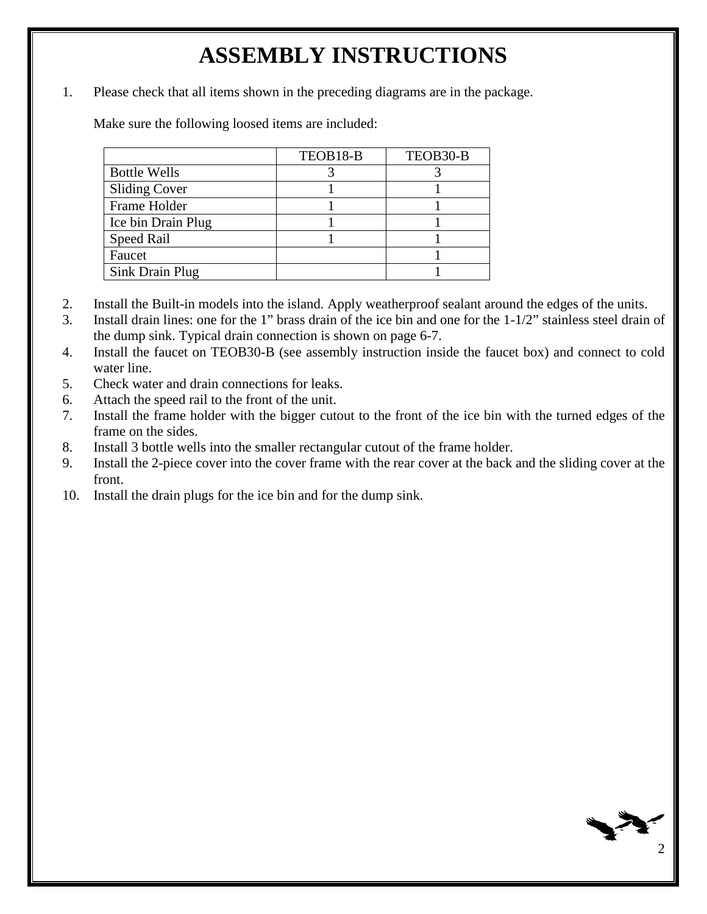# ASSEMBLY INSTRUCTIONS

1. Please check that all items shown in the preceding diagrams are in the package.

   Make sure the following loosed items are included:

| | TEOB18-B | TEOB30-B |
|---|---|---|
| Bottle Wells | 3 | 3 |
| Sliding Cover | 1 | 1 |
| Frame Holder | 1 | 1 |
| Ice bin Drain Plug | 1 | 1 |
| Speed Rail | 1 | 1 |
| Faucet | | 1 |
| Sink Drain Plug | | 1 |

2. Install the Built-in models into the island. Apply weatherproof sealant around the edges of the units.
3. Install drain lines: one for the 1” brass drain of the ice bin and one for the 1-1/2” stainless steel drain of the dump sink. Typical drain connection is shown on page 6-7.
4. Install the faucet on TEOB30-B (see assembly instruction inside the faucet box) and connect to cold water line.
5. Check water and drain connections for leaks.
6. Attach the speed rail to the front of the unit.
7. Install the frame holder with the bigger cutout to the front of the ice bin with the turned edges of the frame on the sides.
8. Install 3 bottle wells into the smaller rectangular cutout of the frame holder.
9. Install the 2-piece cover into the cover frame with the rear cover at the back and the sliding cover at the front.
10. Install the drain plugs for the ice bin and for the dump sink.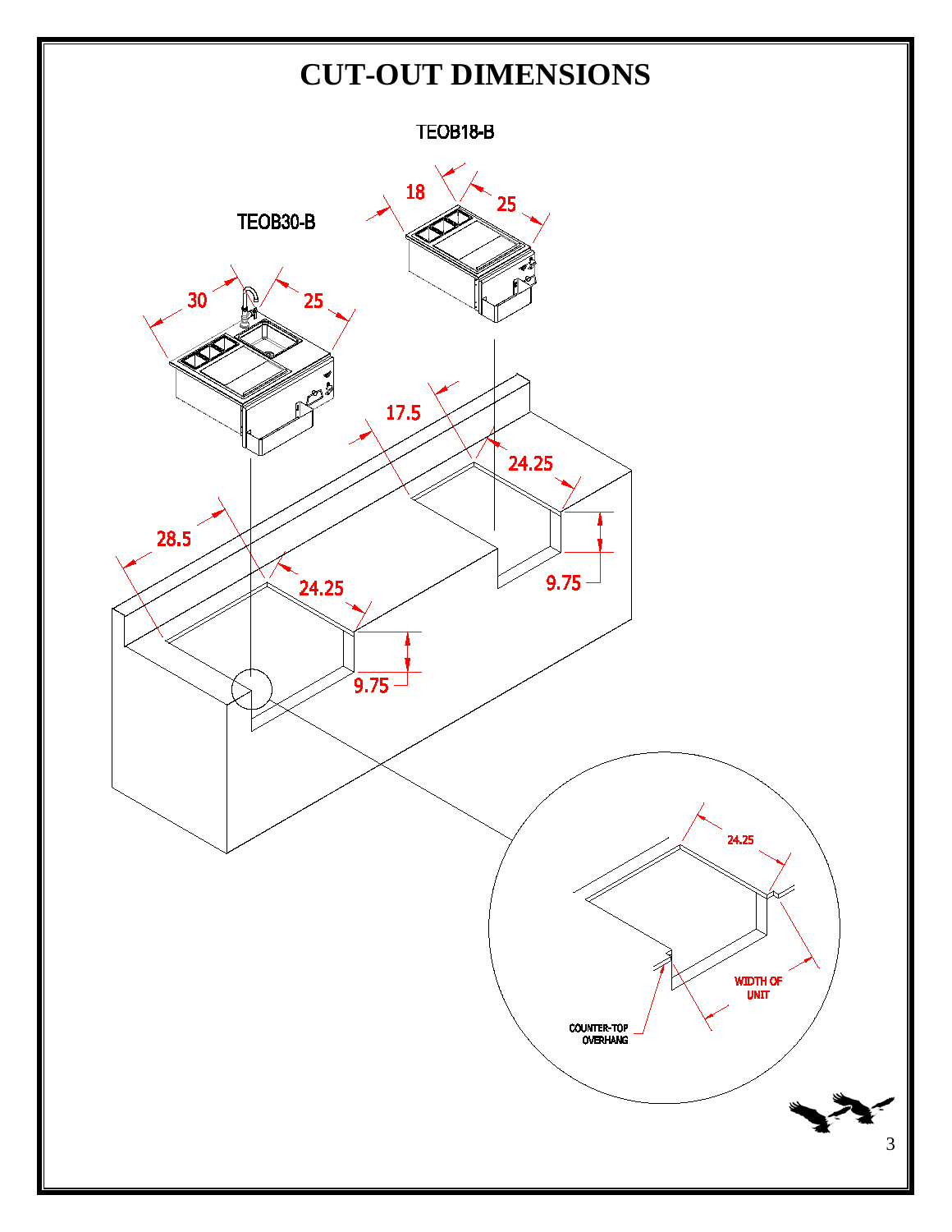# CUT-OUT DIMENSIONS

TEOB18-B

18

25

TEOB30-B

30

25

17.5

24.25

9.75

28.5

24.25

9.75

24.25

WIDTH OF UNIT

COUNTER-TOP OVERHANG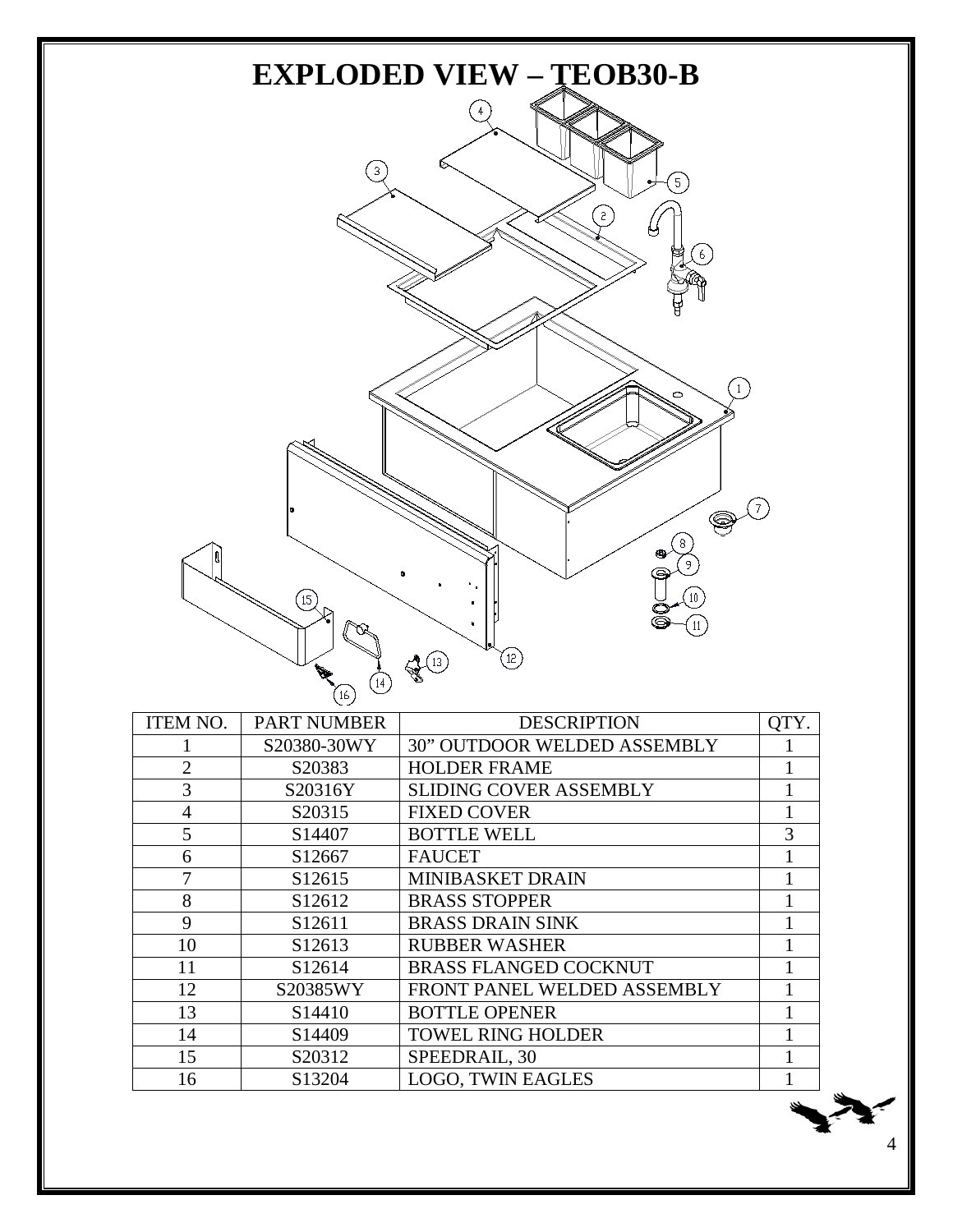# EXPLODED VIEW – TEOB30-B

| ITEM NO. | PART NUMBER | DESCRIPTION | QTY. |
|---|---|---|---|
| 1 | S20380-30WY | 30” OUTDOOR WELDED ASSEMBLY | 1 |
| 2 | S20383 | HOLDER FRAME | 1 |
| 3 | S20316Y | SLIDING COVER ASSEMBLY | 1 |
| 4 | S20315 | FIXED COVER | 1 |
| 5 | S14407 | BOTTLE WELL | 3 |
| 6 | S12667 | FAUCET | 1 |
| 7 | S12615 | MINIBASKET DRAIN | 1 |
| 8 | S12612 | BRASS STOPPER | 1 |
| 9 | S12611 | BRASS DRAIN SINK | 1 |
| 10 | S12613 | RUBBER WASHER | 1 |
| 11 | S12614 | BRASS FLANGED COCKNUT | 1 |
| 12 | S20385WY | FRONT PANEL WELDED ASSEMBLY | 1 |
| 13 | S14410 | BOTTLE OPENER | 1 |
| 14 | S14409 | TOWEL RING HOLDER | 1 |
| 15 | S20312 | SPEEDRAIL, 30 | 1 |
| 16 | S13204 | LOGO, TWIN EAGLES | 1 |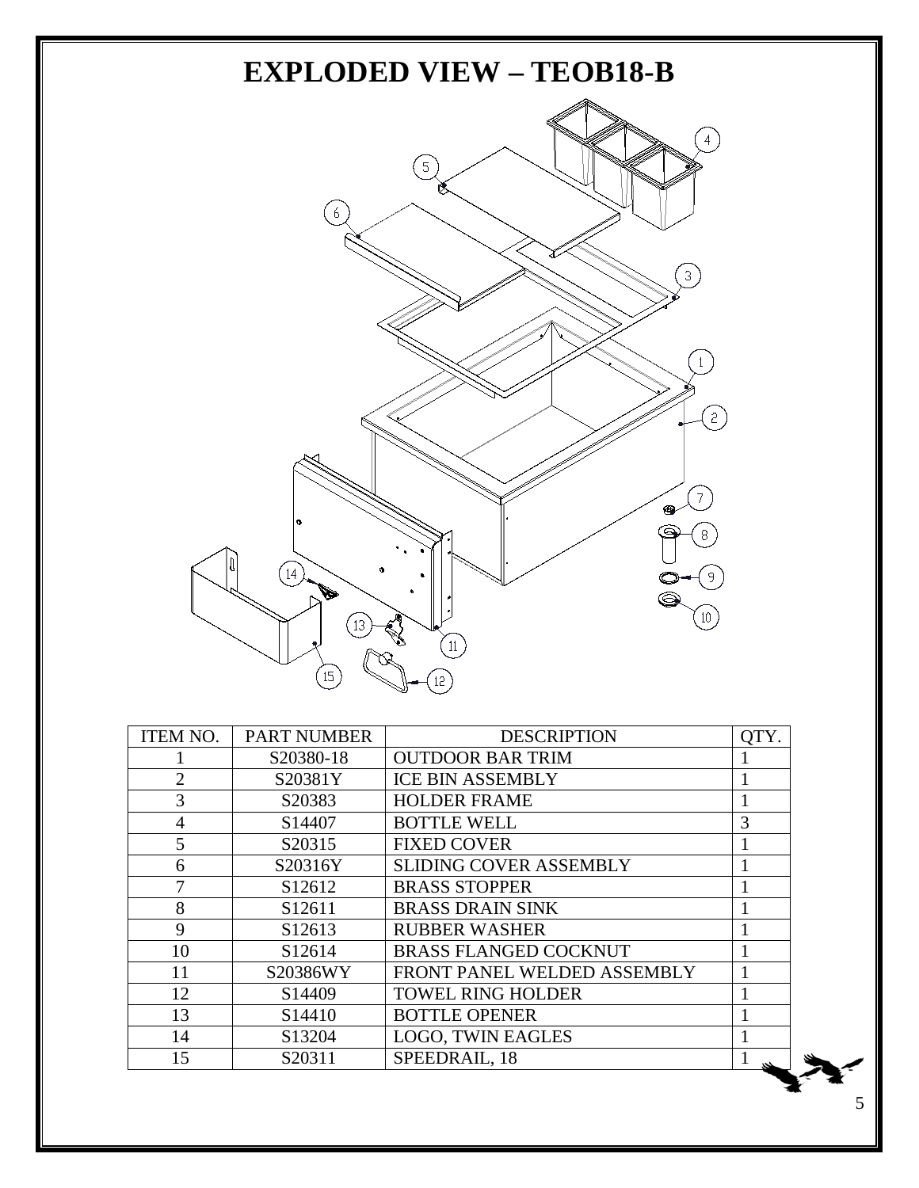# EXPLODED VIEW – TEOB18-B

| ITEM NO. | PART NUMBER | DESCRIPTION | QTY. |
|---|---|---|---|
| 1 | S20380-18 | OUTDOOR BAR TRIM | 1 |
| 2 | S20381Y | ICE BIN ASSEMBLY | 1 |
| 3 | S20383 | HOLDER FRAME | 1 |
| 4 | S14407 | BOTTLE WELL | 3 |
| 5 | S20315 | FIXED COVER | 1 |
| 6 | S20316Y | SLIDING COVER ASSEMBLY | 1 |
| 7 | S12612 | BRASS STOPPER | 1 |
| 8 | S12611 | BRASS DRAIN SINK | 1 |
| 9 | S12613 | RUBBER WASHER | 1 |
| 10 | S12614 | BRASS FLANGED COCKNUT | 1 |
| 11 | S20386WY | FRONT PANEL WELDED ASSEMBLY | 1 |
| 12 | S14409 | TOWEL RING HOLDER | 1 |
| 13 | S14410 | BOTTLE OPENER | 1 |
| 14 | S13204 | LOGO, TWIN EAGLES | 1 |
| 15 | S20311 | SPEEDRAIL, 18 | 1 |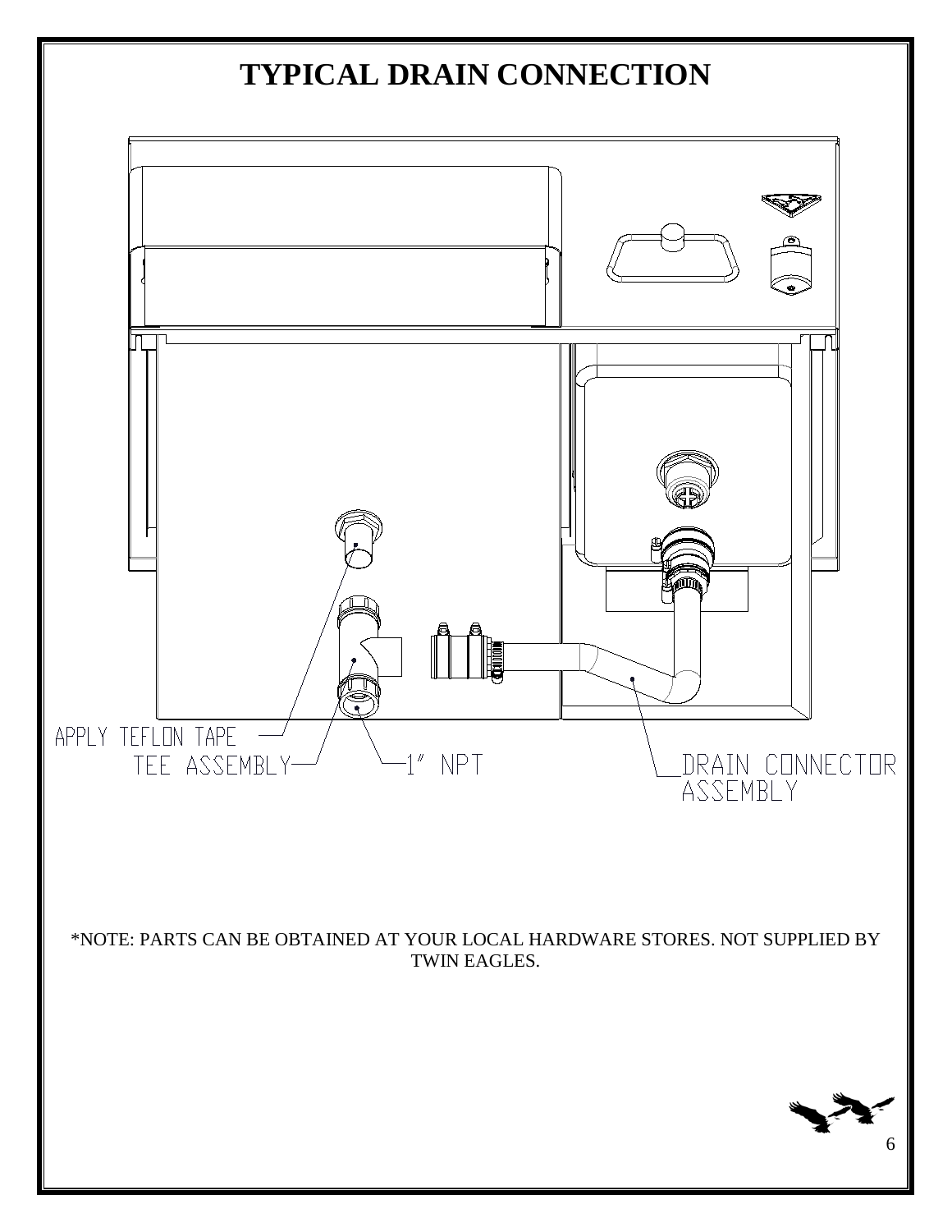# TYPICAL DRAIN CONNECTION

APPLY TEFLON TAPE

TEE ASSEMBLY

1" NPT

DRAIN CONNECTOR ASSEMBLY

*NOTE: PARTS CAN BE OBTAINED AT YOUR LOCAL HARDWARE STORES. NOT SUPPLIED BY TWIN EAGLES.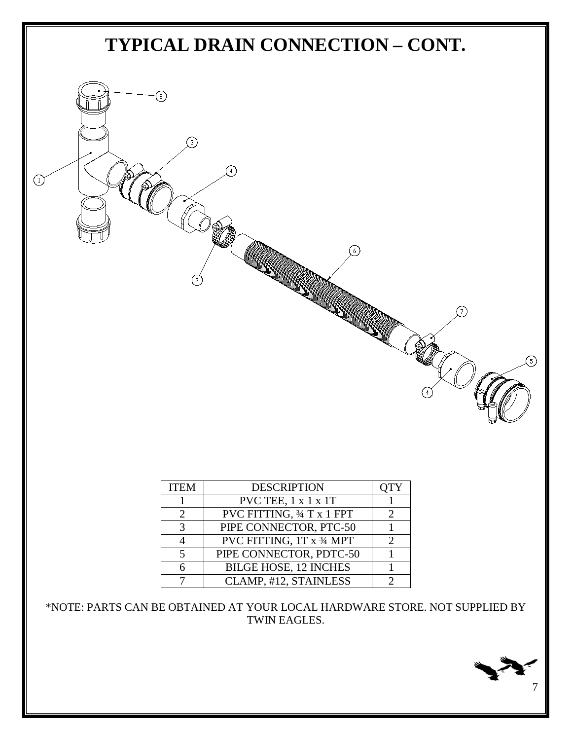# TYPICAL DRAIN CONNECTION – CONT.

| ITEM | DESCRIPTION | QTY |
|---|---|---|
| 1 | PVC TEE, 1 x 1 x 1T | 1 |
| 2 | PVC FITTING, ¾ T x 1 FPT | 2 |
| 3 | PIPE CONNECTOR, PTC-50 | 1 |
| 4 | PVC FITTING, 1T x ¾ MPT | 2 |
| 5 | PIPE CONNECTOR, PDTC-50 | 1 |
| 6 | BILGE HOSE, 12 INCHES | 1 |
| 7 | CLAMP, #12, STAINLESS | 2 |

*NOTE: PARTS CAN BE OBTAINED AT YOUR LOCAL HARDWARE STORE. NOT SUPPLIED BY TWIN EAGLES.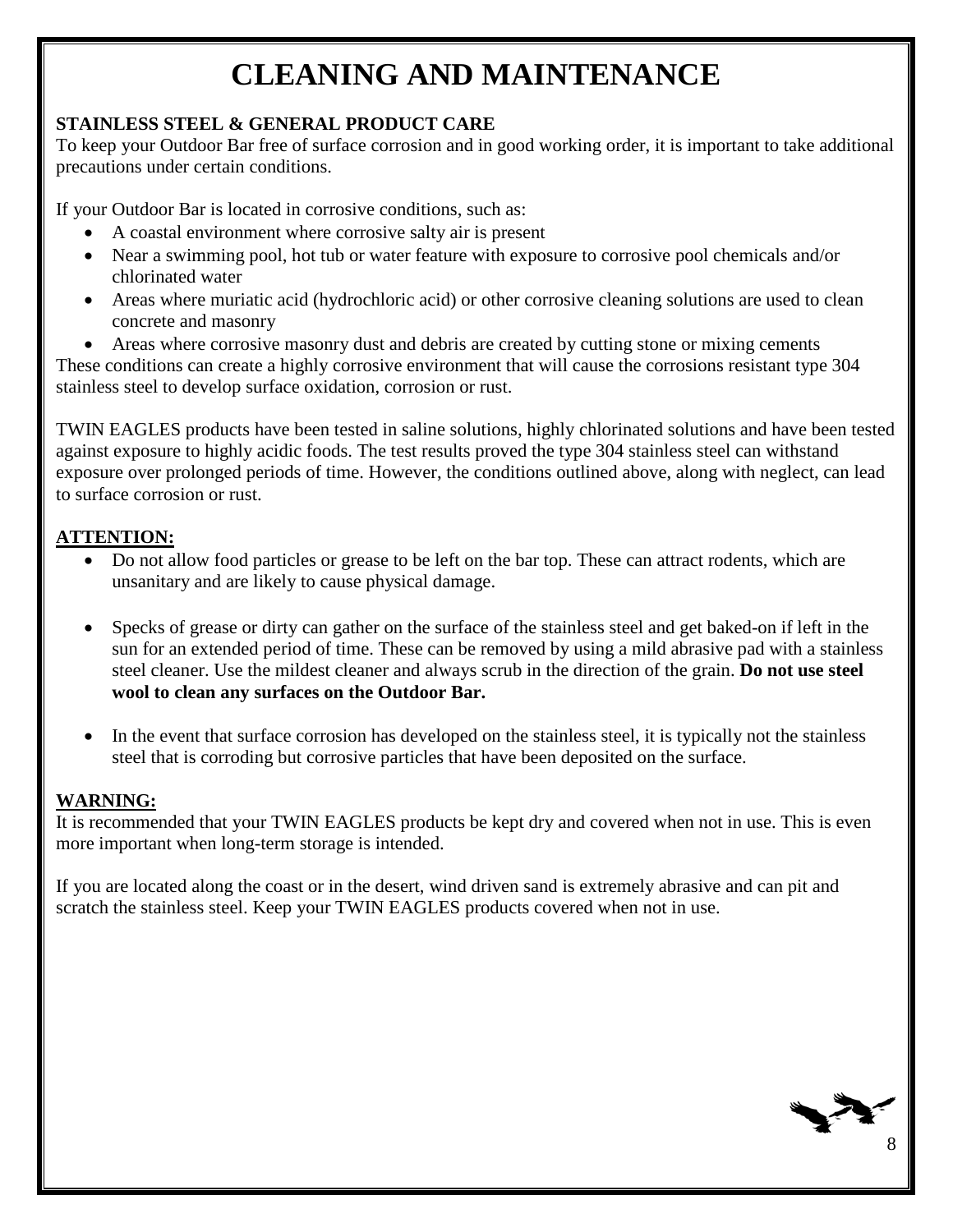# CLEANING AND MAINTENANCE

**STAINLESS STEEL & GENERAL PRODUCT CARE**

To keep your Outdoor Bar free of surface corrosion and in good working order, it is important to take additional precautions under certain conditions.

If your Outdoor Bar is located in corrosive conditions, such as:

- A coastal environment where corrosive salty air is present
- Near a swimming pool, hot tub or water feature with exposure to corrosive pool chemicals and/or chlorinated water
- Areas where muriatic acid (hydrochloric acid) or other corrosive cleaning solutions are used to clean concrete and masonry
- Areas where corrosive masonry dust and debris are created by cutting stone or mixing cements

These conditions can create a highly corrosive environment that will cause the corrosions resistant type 304 stainless steel to develop surface oxidation, corrosion or rust.

TWIN EAGLES products have been tested in saline solutions, highly chlorinated solutions and have been tested against exposure to highly acidic foods. The test results proved the type 304 stainless steel can withstand exposure over prolonged periods of time. However, the conditions outlined above, along with neglect, can lead to surface corrosion or rust.

**ATTENTION:**

- Do not allow food particles or grease to be left on the bar top. These can attract rodents, which are unsanitary and are likely to cause physical damage.

- Specks of grease or dirty can gather on the surface of the stainless steel and get baked-on if left in the sun for an extended period of time. These can be removed by using a mild abrasive pad with a stainless steel cleaner. Use the mildest cleaner and always scrub in the direction of the grain. **Do not use steel wool to clean any surfaces on the Outdoor Bar.**

- In the event that surface corrosion has developed on the stainless steel, it is typically not the stainless steel that is corroding but corrosive particles that have been deposited on the surface.

**WARNING:**

It is recommended that your TWIN EAGLES products be kept dry and covered when not in use. This is even more important when long-term storage is intended.

If you are located along the coast or in the desert, wind driven sand is extremely abrasive and can pit and scratch the stainless steel. Keep your TWIN EAGLES products covered when not in use.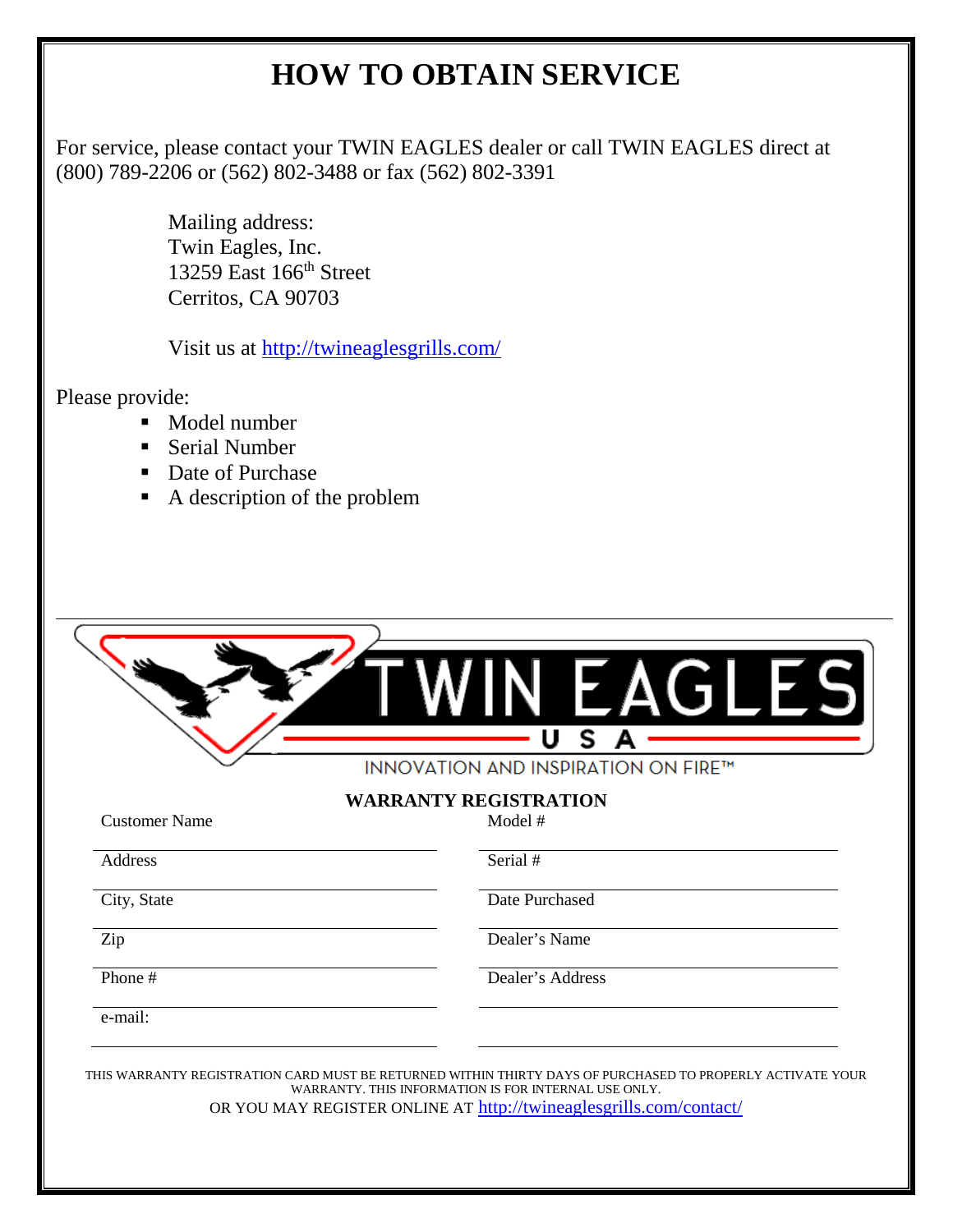# HOW TO OBTAIN SERVICE

For service, please contact your TWIN EAGLES dealer or call TWIN EAGLES direct at (800) 789-2206 or (562) 802-3488 or fax (562) 802-3391

Mailing address:
Twin Eagles, Inc.
13259 East 166th Street
Cerritos, CA 90703

Visit us at http://twineaglesgrills.com/

Please provide:

- Model number
- Serial Number
- Date of Purchase
- A description of the problem

TWIN EAGLES
USA
INNOVATION AND INSPIRATION ON FIRE™

## WARRANTY REGISTRATION

| | |
|---|---|
| Customer Name | Model # |
| Address | Serial # |
| City, State | Date Purchased |
| Zip | Dealer's Name |
| Phone # | Dealer's Address |
| e-mail: | |

THIS WARRANTY REGISTRATION CARD MUST BE RETURNED WITHIN THIRTY DAYS OF PURCHASED TO PROPERLY ACTIVATE YOUR WARRANTY. THIS INFORMATION IS FOR INTERNAL USE ONLY.
OR YOU MAY REGISTER ONLINE AT http://twineaglesgrills.com/contact/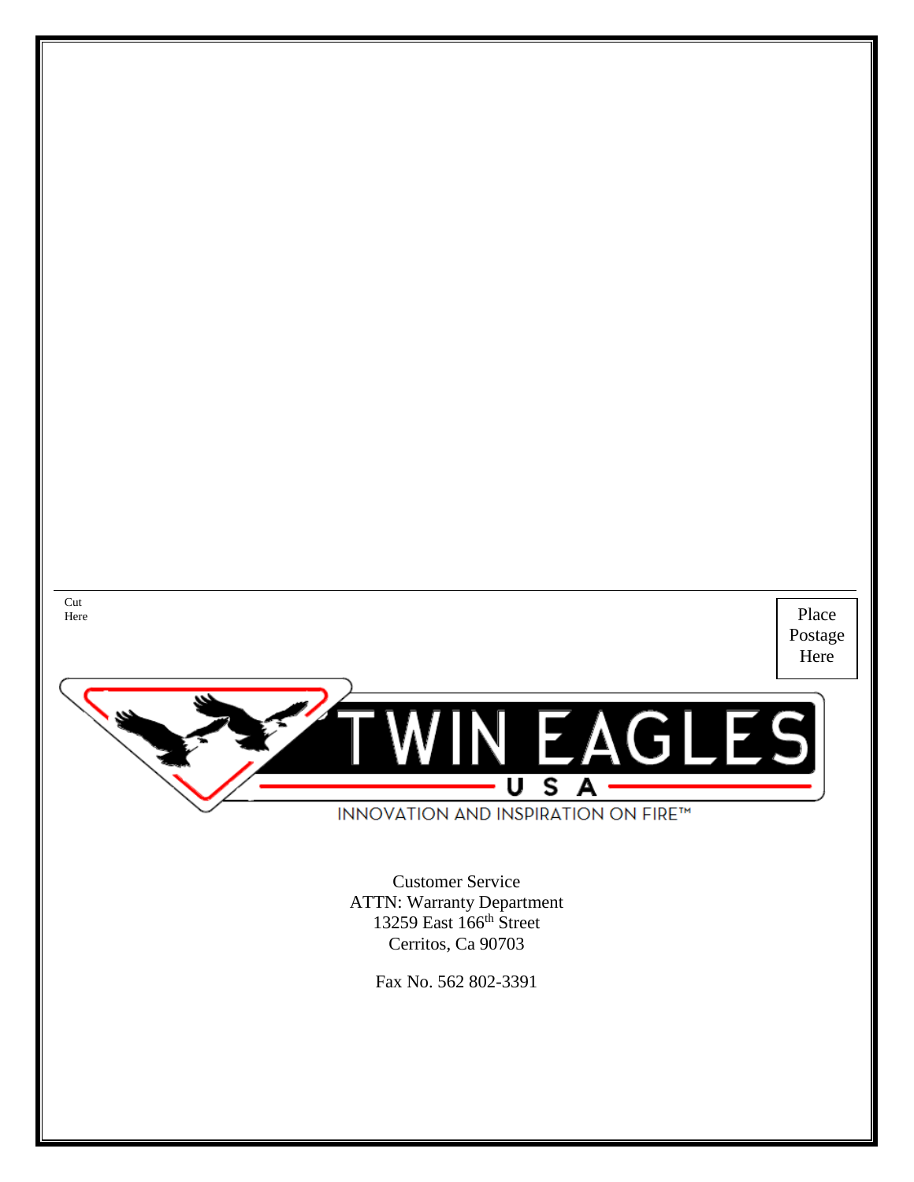Cut
Here

Place
Postage
Here

TWIN EAGLES
USA
INNOVATION AND INSPIRATION ON FIRE™

Customer Service
ATTN: Warranty Department
13259 East 166th Street
Cerritos, Ca 90703

Fax No. 562 802-3391